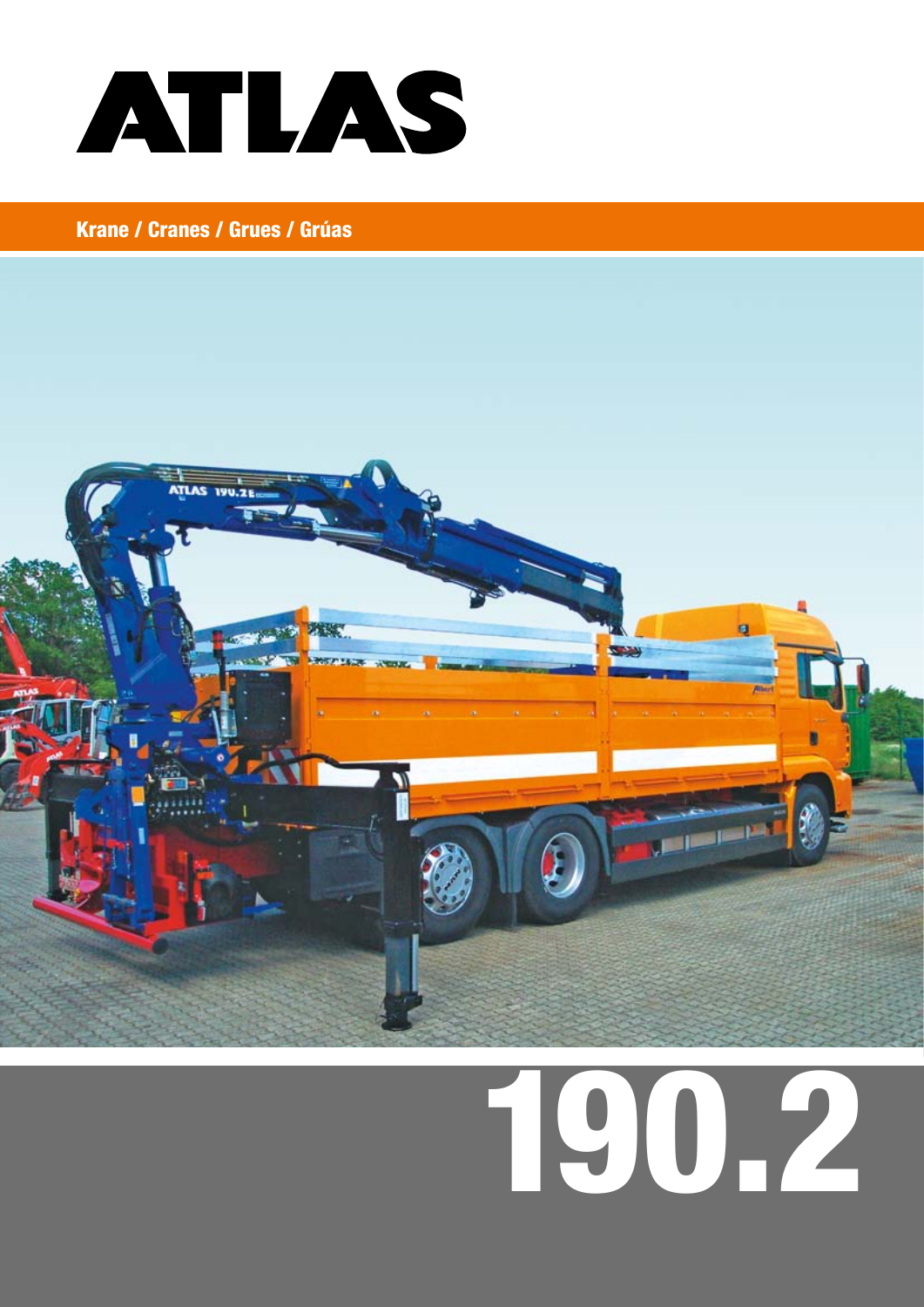# ATLAS

**Krane / Cranes / Grues / Grúas**

# 190.2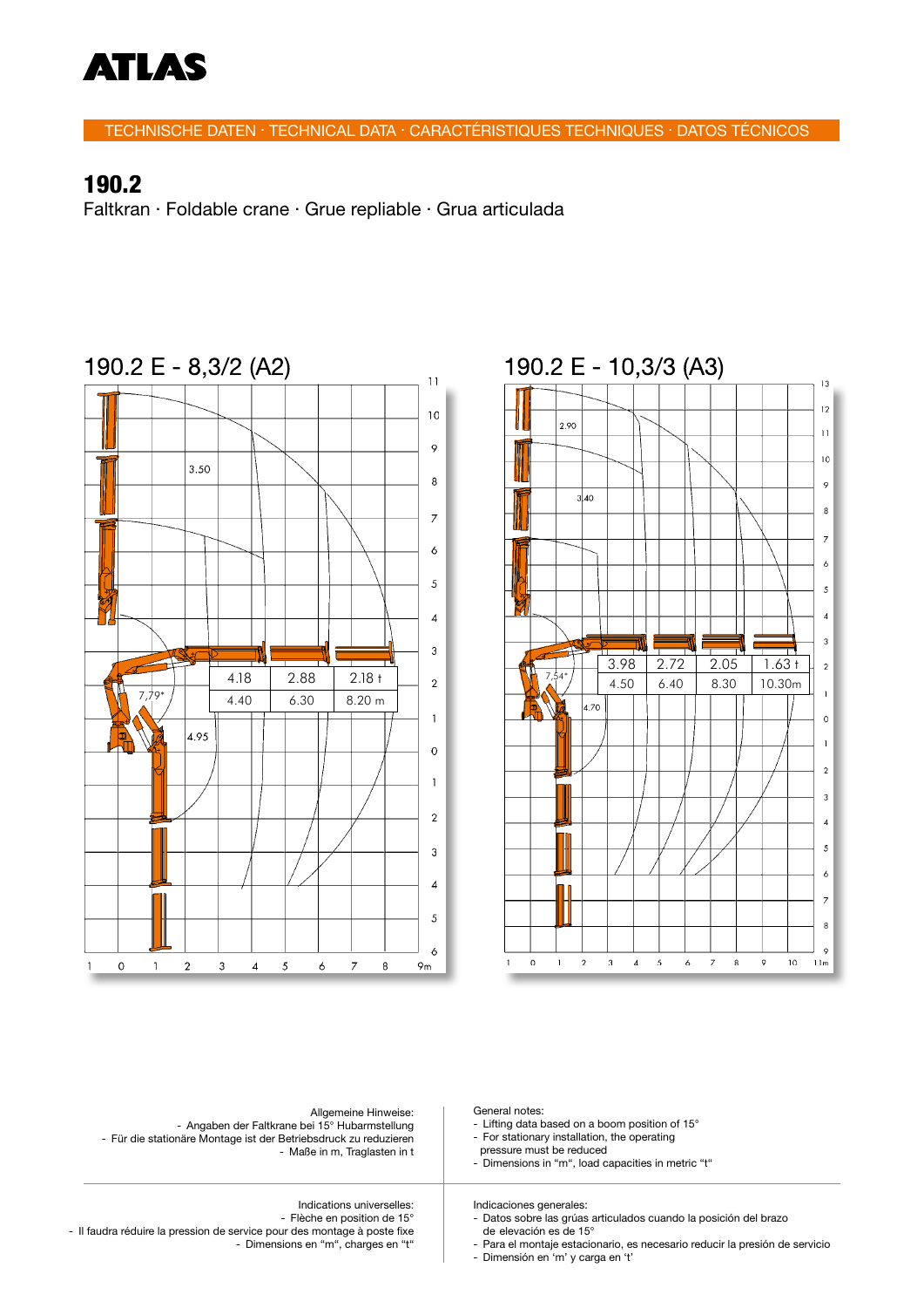# ATLAS

TECHNISCHE DATEN · TECHNICAL DATA · CARACTÉRISTIQUES TECHNIQUES · DATOS TÉCNICOS

## 190.2

Faltkran · Foldable crane · Grue repliable · Grua articulada

### 190.2 E - 8,3/2 (A2)

| 4.18 | 2.88 | 2.18 t |
|---|---|---|
| 4.40 | 6.30 | 8.20 m |

### 190.2 E - 10,3/3 (A3)

| 3.98 | 2.72 | 2.05 | 1.63 t |
|---|---|---|---|
| 4.50 | 6.40 | 8.30 | 10.30m |

Allgemeine Hinweise:
- Angaben der Faltkrane bei 15° Hubarmstellung
- Für die stationäre Montage ist der Betriebsdruck zu reduzieren
- Maße in m, Traglasten in t

General notes:
- Lifting data based on a boom position of 15°
- For stationary installation, the operating pressure must be reduced
- Dimensions in "m", load capacities in metric "t"

Indications universelles:
- Flèche en position de 15°
- Il faudra réduire la pression de service pour des montage à poste fixe
- Dimensions en "m", charges en "t"

Indicaciones generales:
- Datos sobre las grúas articulados cuando la posición del brazo de elevación es de 15°
- Para el montaje estacionario, es necesario reducir la presión de servicio
- Dimensión en 'm' y carga en 't'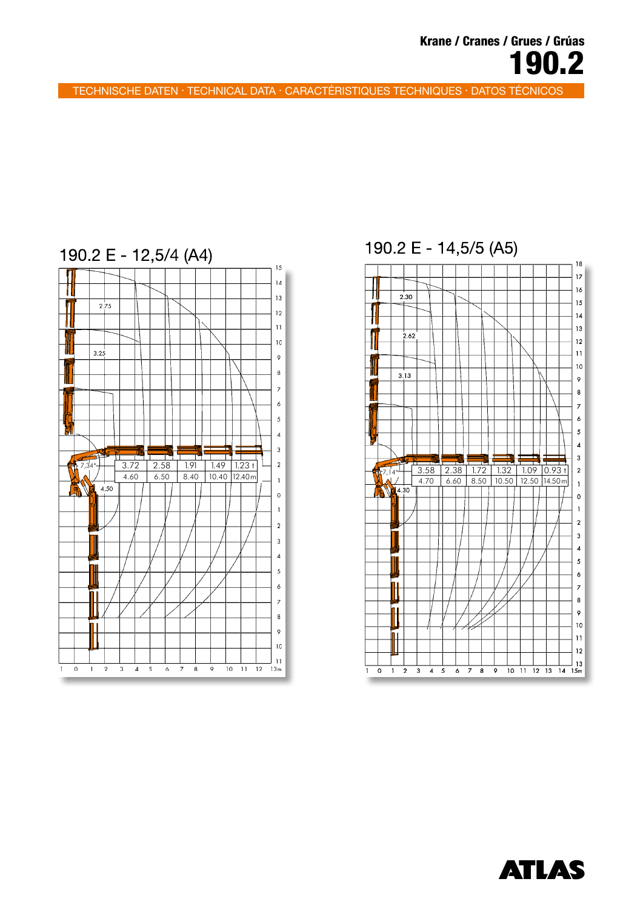Krane / Cranes / Grues / Grúas

# 190.2

TECHNISCHE DATEN · TECHNICAL DATA · CARACTÉRISTIQUES TECHNIQUES · DATOS TÉCNICOS

## 190.2 E - 12,5/4 (A4)

| 3.72 | 2.58 | 1.91 | 1.49 | 1.23 t |
|---|---|---|---|---|
| 4.60 | 6.50 | 8.40 | 10.40 | 12.40 m |

## 190.2 E - 14,5/5 (A5)

| 3.58 | 2.38 | 1.72 | 1.32 | 1.09 | 0.93 t |
|---|---|---|---|---|---|
| 4.70 | 6.60 | 8.50 | 10.50 | 12.50 | 14.50 m |

ATLAS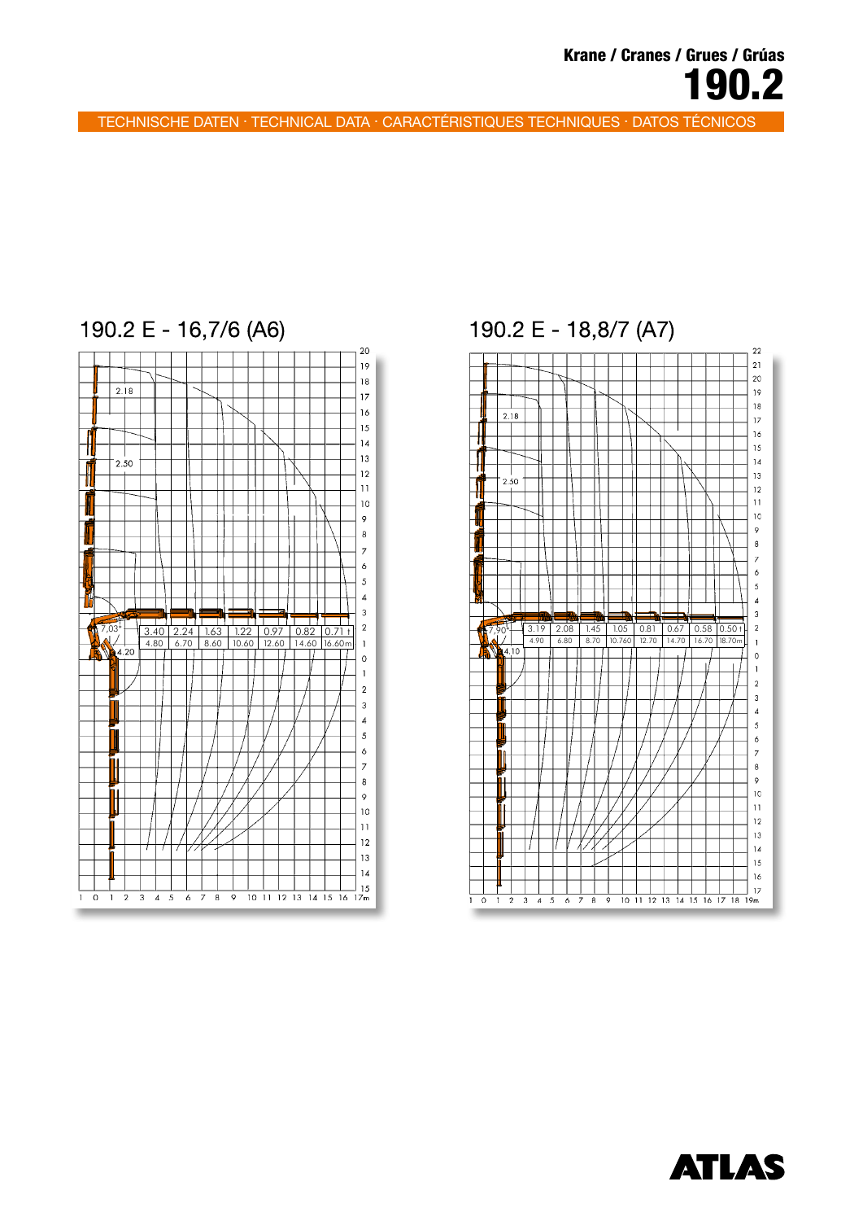Krane / Cranes / Grues / Grúas

# 190.2

TECHNISCHE DATEN · TECHNICAL DATA · CARACTÉRISTIQUES TECHNIQUES · DATOS TÉCNICOS

## 190.2 E - 16,7/6 (A6)

7,03°  
4.20  
2.18  
2.50

| 3.40 | 2.24 | 1.63 | 1.22 | 0.97 | 0.82 | 0.71 t |
|---|---|---|---|---|---|---|
| 4.80 | 6.70 | 8.60 | 10.60 | 12.60 | 14.60 | 16.60m |

## 190.2 E - 18,8/7 (A7)

7,90°  
4.10  
2.18  
2.50

| 3.19 | 2.08 | 1.45 | 1.05 | 0.81 | 0.67 | 0.58 | 0.50 t |
|---|---|---|---|---|---|---|---|
| 4.90 | 6.80 | 8.70 | 10.760 | 12.70 | 14.70 | 16.70 | 18.70m |

ATLAS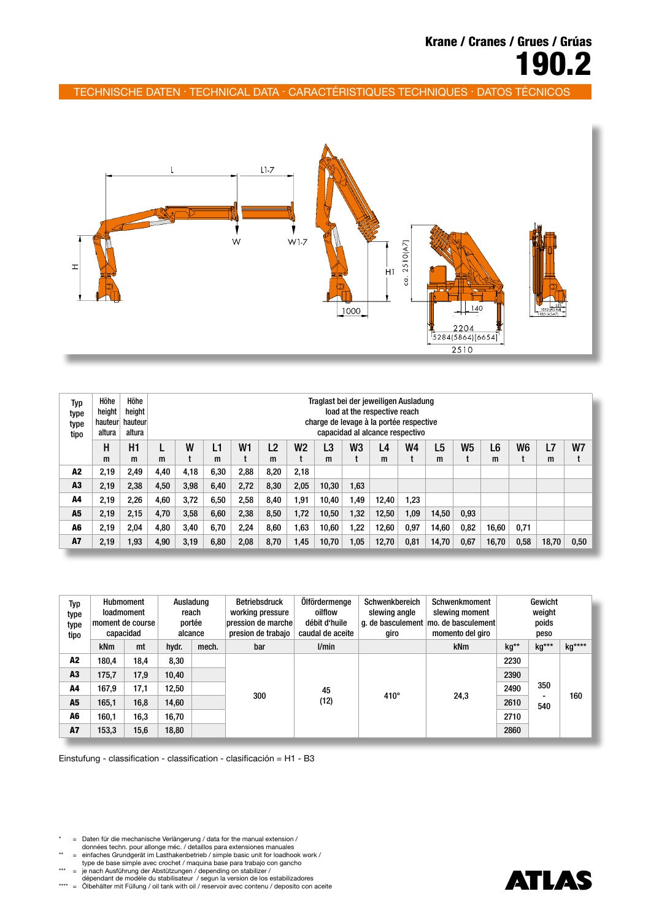# Krane / Cranes / Grues / Grúas
# 190.2

## TECHNISCHE DATEN · TECHNICAL DATA · CARACTÉRISTIQUES TECHNIQUES · DATOS TÉCNICOS

| Typ type type tipo | Höhe height hauteur altura | Höhe height hauteur altura | Traglast bei der jeweiligen Ausladung load at the respective reach charge de levage à la portée respective capacidad al alcance respectivo | | | | | | | | | | | | | | | |
|---|---|---|---|---|---|---|---|---|---|---|---|---|---|---|---|---|---|---|
| | H m | H1 m | L m | W t | L1 m | W1 t | L2 m | W2 t | L3 m | W3 t | L4 m | W4 t | L5 m | W5 t | L6 m | W6 t | L7 m | W7 t |
| **A2** | 2,19 | 2,49 | 4,40 | 4,18 | 6,30 | 2,88 | 8,20 | 2,18 | | | | | | | | | | |
| **A3** | 2,19 | 2,38 | 4,50 | 3,98 | 6,40 | 2,72 | 8,30 | 2,05 | 10,30 | 1,63 | | | | | | | | |
| **A4** | 2,19 | 2,26 | 4,60 | 3,72 | 6,50 | 2,58 | 8,40 | 1,91 | 10,40 | 1,49 | 12,40 | 1,23 | | | | | | |
| **A5** | 2,19 | 2,15 | 4,70 | 3,58 | 6,60 | 2,38 | 8,50 | 1,72 | 10,50 | 1,32 | 12,50 | 1,09 | 14,50 | 0,93 | | | | |
| **A6** | 2,19 | 2,04 | 4,80 | 3,40 | 6,70 | 2,24 | 8,60 | 1,63 | 10,60 | 1,22 | 12,60 | 0,97 | 14,60 | 0,82 | 16,60 | 0,71 | | |
| **A7** | 2,19 | 1,93 | 4,90 | 3,19 | 6,80 | 2,08 | 8,70 | 1,45 | 10,70 | 1,05 | 12,70 | 0,81 | 14,70 | 0,67 | 16,70 | 0,58 | 18,70 | 0,50 |

| Typ type type tipo | Hubmoment loadmoment moment de course capacidad | | Ausladung reach portée alcance | | Betriebsdruck working pressure pression de marche presion de trabajo | Ölfördermenge oilflow débit d'huile caudal de aceite | Schwenkbereich slewing angle g. de basculement giro | Schwenkmoment slewing moment mo. de basculement momento del giro | Gewicht weight poids peso | | |
|---|---|---|---|---|---|---|---|---|---|---|---|
| | kNm | mt | hydr. | mech. | bar | l/min | | kNm | kg** | kg*** | kg**** |
| **A2** | 180,4 | 18,4 | 8,30 | | 300 | 45 (12) | 410° | 24,3 | 2230 | 350 - 540 | 160 |
| **A3** | 175,7 | 17,9 | 10,40 | | | | | | 2390 | | |
| **A4** | 167,9 | 17,1 | 12,50 | | | | | | 2490 | | |
| **A5** | 165,1 | 16,8 | 14,60 | | | | | | 2610 | | |
| **A6** | 160,1 | 16,3 | 16,70 | | | | | | 2710 | | |
| **A7** | 153,3 | 15,6 | 18,80 | | | | | | 2860 | | |

Einstufung - classification - classification - clasificación = H1 - B3

\* = Daten für die mechanische Verlängerung / data for the manual extension / données techn. pour allonge méc. / detaillos para extensiones manuales

\*\* = einfaches Grundgerät im Lasthakenbetrieb / simple basic unit for loadhook work / type de base simple avec crochet / maquina base para trabajo con gancho

\*\*\* = je nach Ausführung der Abstützungen / depending on stabilizer / dépendant de modèle du stabilisateur / segun la version de los estabilizadores

\*\*\*\* = Ölbehälter mit Füllung / oil tank with oil / reservoir avec contenu / deposito con aceite

ATLAS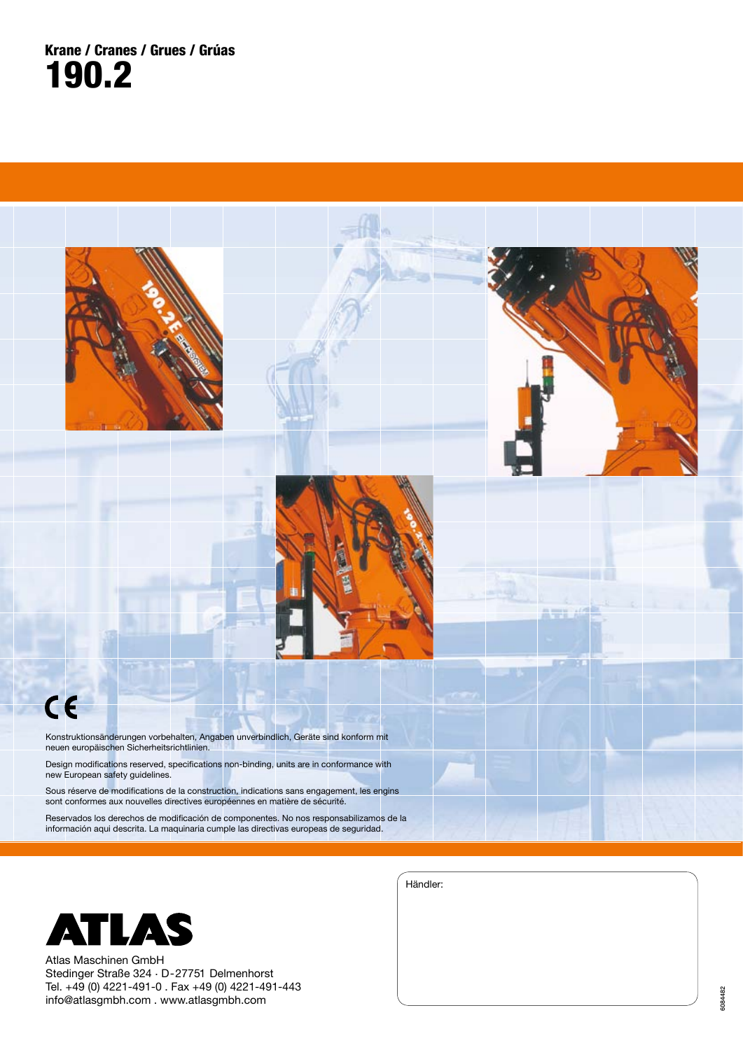# Krane / Cranes / Grues / Grúas
# 190.2

CE

Konstruktionsänderungen vorbehalten, Angaben unverbindlich, Geräte sind konform mit neuen europäischen Sicherheitsrichtlinien.

Design modifications reserved, specifications non-binding, units are in conformance with new European safety guidelines.

Sous réserve de modifications de la construction, indications sans engagement, les engins sont conformes aux nouvelles directives européennes en matière de sécurité.

Reservados los derechos de modificación de componentes. No nos responsabilizamos de la información aqui descrita. La maquinaria cumple las directivas europeas de seguridad.

ATLAS

Atlas Maschinen GmbH
Stedinger Straße 324 · D-27751 Delmenhorst
Tel. +49 (0) 4221-491-0 . Fax +49 (0) 4221-491-443
info@atlasgmbh.com . www.atlasgmbh.com

Händler:

6084482